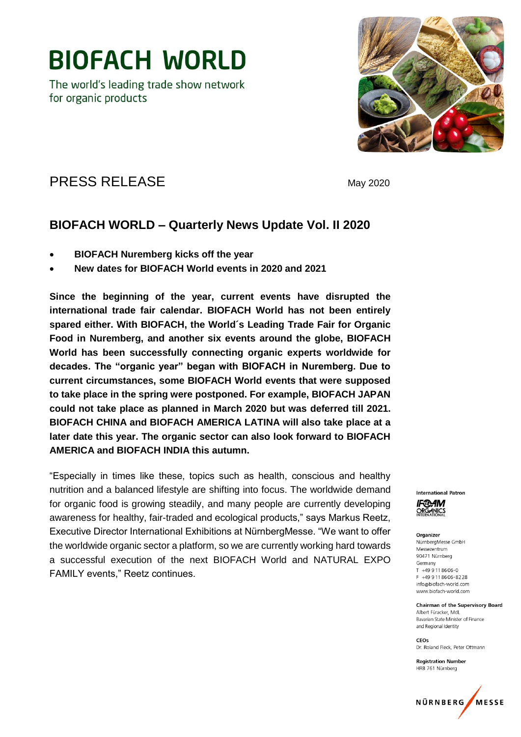# BIOFACH WORLD

The world's leading trade show network for organic products

PRESS RELEASE

May 2020

## BIOFACH WORLD – Quarterly News Update Vol. II 2020

- **BIOFACH Nuremberg kicks off the year**
- **New dates for BIOFACH World events in 2020 and 2021**

**Since the beginning of the year, current events have disrupted the international trade fair calendar. BIOFACH World has not been entirely spared either. With BIOFACH, the World´s Leading Trade Fair for Organic Food in Nuremberg, and another six events around the globe, BIOFACH World has been successfully connecting organic experts worldwide for decades. The "organic year" began with BIOFACH in Nuremberg. Due to current circumstances, some BIOFACH World events that were supposed to take place in the spring were postponed. For example, BIOFACH JAPAN could not take place as planned in March 2020 but was deferred till 2021. BIOFACH CHINA and BIOFACH AMERICA LATINA will also take place at a later date this year. The organic sector can also look forward to BIOFACH AMERICA and BIOFACH INDIA this autumn.**

"Especially in times like these, topics such as health, conscious and healthy nutrition and a balanced lifestyle are shifting into focus. The worldwide demand for organic food is growing steadily, and many people are currently developing awareness for healthy, fair-traded and ecological products," says Markus Reetz, Executive Director International Exhibitions at NürnbergMesse. "We want to offer the worldwide organic sector a platform, so we are currently working hard towards a successful execution of the next BIOFACH World and NATURAL EXPO FAMILY events," Reetz continues.

**International Patron**
IFOAM ORGANICS INTERNATIONAL

**Organizer**
NürnbergMesse GmbH
Messezentrum
90471 Nürnberg
Germany
T +49 9 11 86 06-0
F +49 9 11 86 06-82 28
info@biofach-world.com
www.biofach-world.com

**Chairman of the Supervisory Board**
Albert Füracker, MdL
Bavarian State Minister of Finance and Regional Identity

**CEOs**
Dr. Roland Fleck, Peter Ottmann

**Registration Number**
HRB 761 Nürnberg

NÜRNBERG MESSE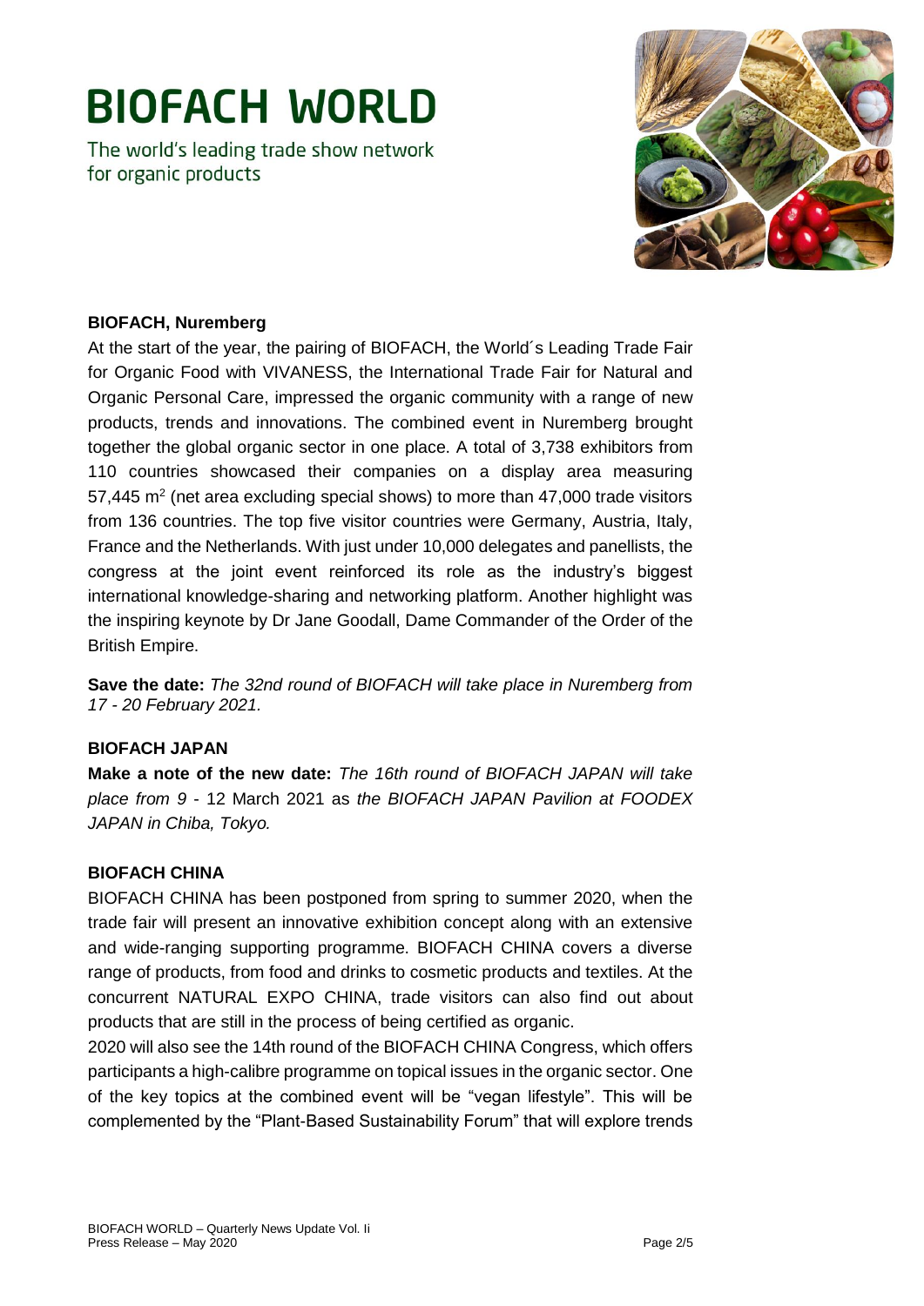# BIOFACH WORLD

The world's leading trade show network for organic products

**BIOFACH, Nuremberg**

At the start of the year, the pairing of BIOFACH, the World´s Leading Trade Fair for Organic Food with VIVANESS, the International Trade Fair for Natural and Organic Personal Care, impressed the organic community with a range of new products, trends and innovations. The combined event in Nuremberg brought together the global organic sector in one place. A total of 3,738 exhibitors from 110 countries showcased their companies on a display area measuring 57,445 m$^2$ (net area excluding special shows) to more than 47,000 trade visitors from 136 countries. The top five visitor countries were Germany, Austria, Italy, France and the Netherlands. With just under 10,000 delegates and panellists, the congress at the joint event reinforced its role as the industry's biggest international knowledge-sharing and networking platform. Another highlight was the inspiring keynote by Dr Jane Goodall, Dame Commander of the Order of the British Empire.

**Save the date:** *The 32nd round of BIOFACH will take place in Nuremberg from 17 - 20 February 2021.*

**BIOFACH JAPAN**

**Make a note of the new date:** *The 16th round of BIOFACH JAPAN will take place from 9* - 12 March 2021 as *the BIOFACH JAPAN Pavilion at FOODEX JAPAN in Chiba, Tokyo.*

**BIOFACH CHINA**

BIOFACH CHINA has been postponed from spring to summer 2020, when the trade fair will present an innovative exhibition concept along with an extensive and wide-ranging supporting programme. BIOFACH CHINA covers a diverse range of products, from food and drinks to cosmetic products and textiles. At the concurrent NATURAL EXPO CHINA, trade visitors can also find out about products that are still in the process of being certified as organic.

2020 will also see the 14th round of the BIOFACH CHINA Congress, which offers participants a high-calibre programme on topical issues in the organic sector. One of the key topics at the combined event will be "vegan lifestyle". This will be complemented by the "Plant-Based Sustainability Forum" that will explore trends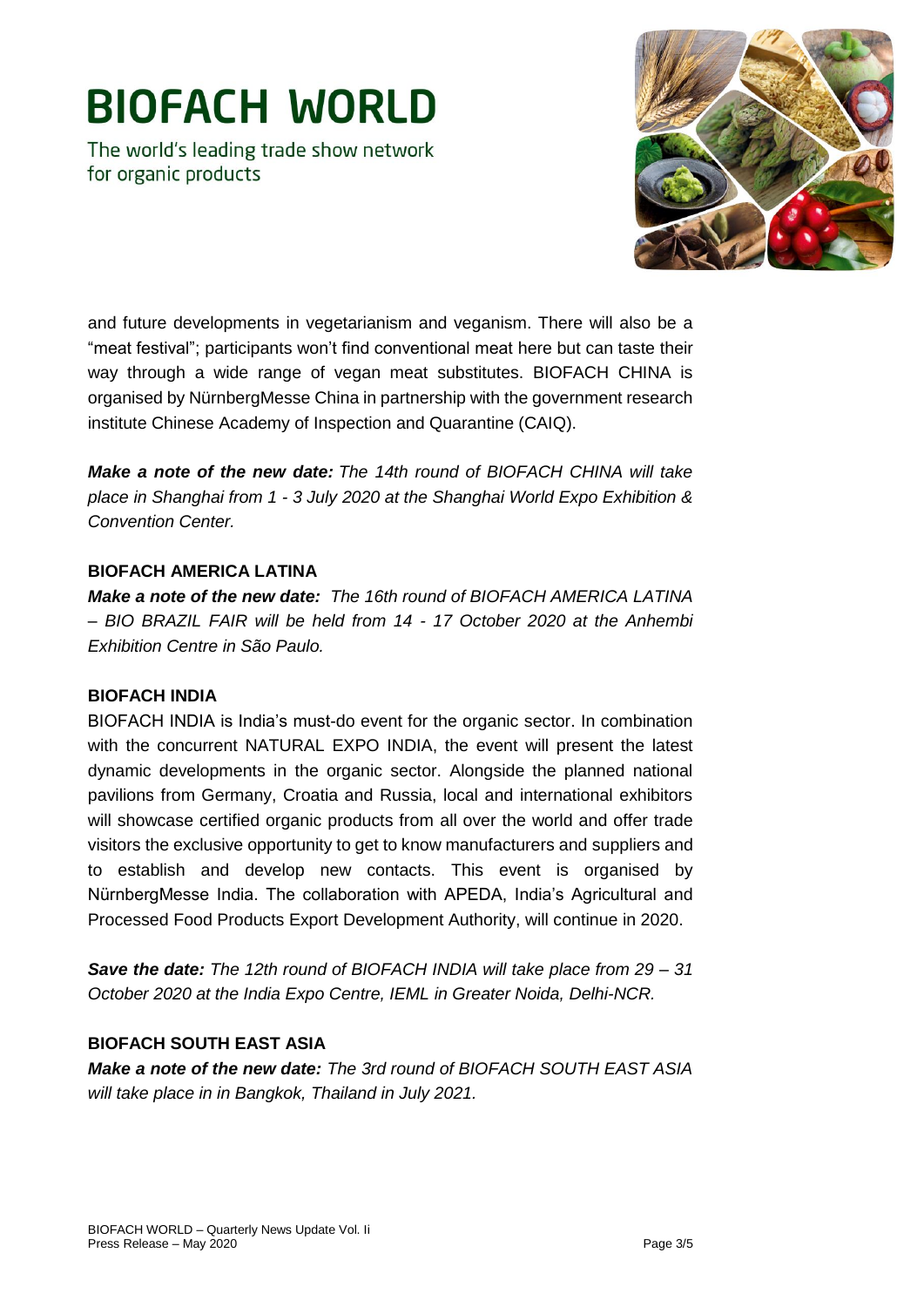and future developments in vegetarianism and veganism. There will also be a "meat festival"; participants won't find conventional meat here but can taste their way through a wide range of vegan meat substitutes. BIOFACH CHINA is organised by NürnbergMesse China in partnership with the government research institute Chinese Academy of Inspection and Quarantine (CAIQ).

***Make a note of the new date:*** *The 14th round of BIOFACH CHINA will take place in Shanghai from 1 - 3 July 2020 at the Shanghai World Expo Exhibition & Convention Center.*

**BIOFACH AMERICA LATINA**

***Make a note of the new date:*** *The 16th round of BIOFACH AMERICA LATINA – BIO BRAZIL FAIR will be held from 14 - 17 October 2020 at the Anhembi Exhibition Centre in São Paulo.*

**BIOFACH INDIA**

BIOFACH INDIA is India's must-do event for the organic sector. In combination with the concurrent NATURAL EXPO INDIA, the event will present the latest dynamic developments in the organic sector. Alongside the planned national pavilions from Germany, Croatia and Russia, local and international exhibitors will showcase certified organic products from all over the world and offer trade visitors the exclusive opportunity to get to know manufacturers and suppliers and to establish and develop new contacts. This event is organised by NürnbergMesse India. The collaboration with APEDA, India's Agricultural and Processed Food Products Export Development Authority, will continue in 2020.

***Save the date:*** *The 12th round of BIOFACH INDIA will take place from 29 – 31 October 2020 at the India Expo Centre, IEML in Greater Noida, Delhi-NCR.*

**BIOFACH SOUTH EAST ASIA**

***Make a note of the new date:*** *The 3rd round of BIOFACH SOUTH EAST ASIA will take place in in Bangkok, Thailand in July 2021.*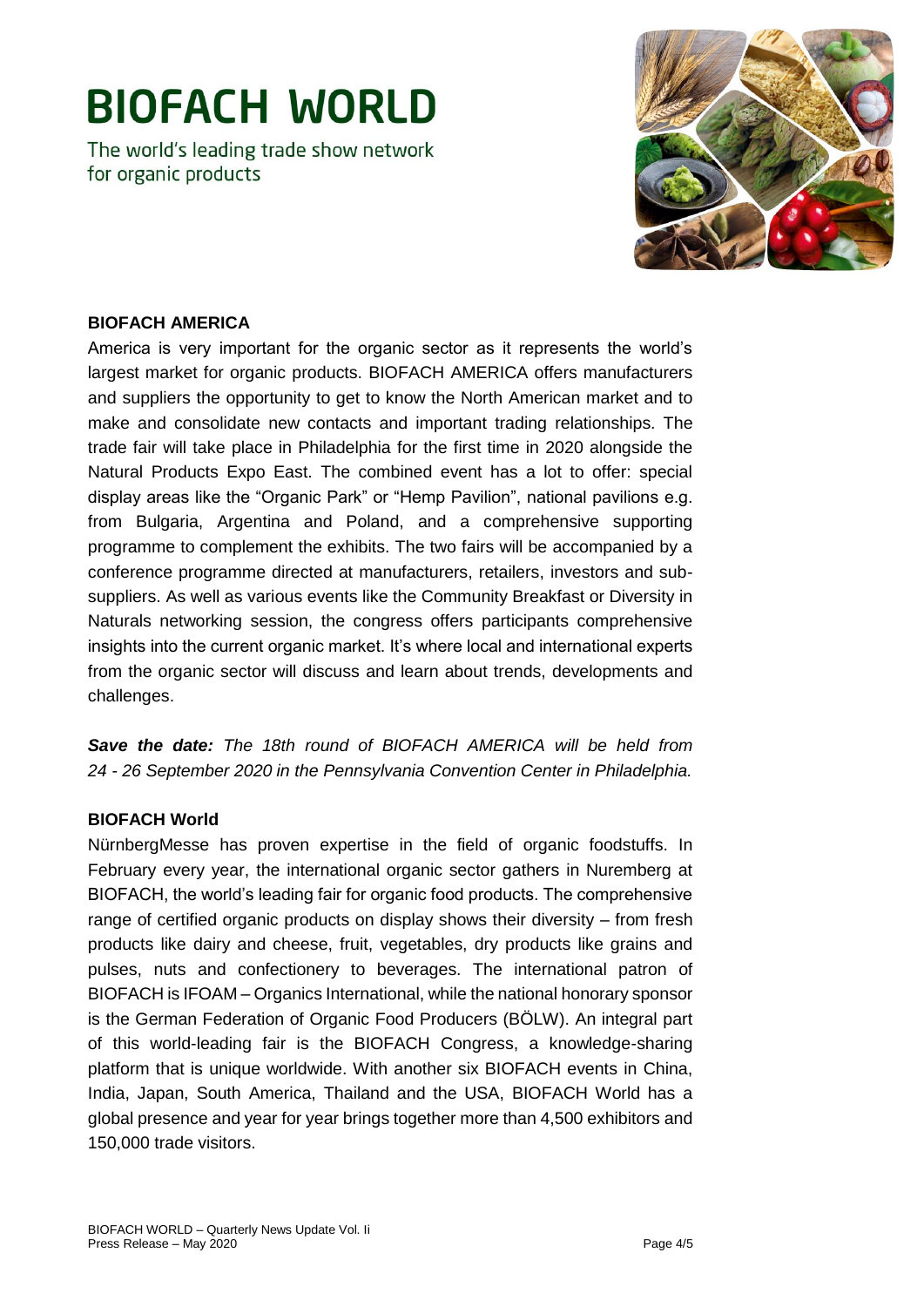# BIOFACH WORLD

The world's leading trade show network for organic products

**BIOFACH AMERICA**

America is very important for the organic sector as it represents the world's largest market for organic products. BIOFACH AMERICA offers manufacturers and suppliers the opportunity to get to know the North American market and to make and consolidate new contacts and important trading relationships. The trade fair will take place in Philadelphia for the first time in 2020 alongside the Natural Products Expo East. The combined event has a lot to offer: special display areas like the "Organic Park" or "Hemp Pavilion", national pavilions e.g. from Bulgaria, Argentina and Poland, and a comprehensive supporting programme to complement the exhibits. The two fairs will be accompanied by a conference programme directed at manufacturers, retailers, investors and sub-suppliers. As well as various events like the Community Breakfast or Diversity in Naturals networking session, the congress offers participants comprehensive insights into the current organic market. It's where local and international experts from the organic sector will discuss and learn about trends, developments and challenges.

***Save the date:*** *The 18th round of BIOFACH AMERICA will be held from 24 - 26 September 2020 in the Pennsylvania Convention Center in Philadelphia.*

**BIOFACH World**

NürnbergMesse has proven expertise in the field of organic foodstuffs. In February every year, the international organic sector gathers in Nuremberg at BIOFACH, the world's leading fair for organic food products. The comprehensive range of certified organic products on display shows their diversity – from fresh products like dairy and cheese, fruit, vegetables, dry products like grains and pulses, nuts and confectionery to beverages. The international patron of BIOFACH is IFOAM – Organics International, while the national honorary sponsor is the German Federation of Organic Food Producers (BÖLW). An integral part of this world-leading fair is the BIOFACH Congress, a knowledge-sharing platform that is unique worldwide. With another six BIOFACH events in China, India, Japan, South America, Thailand and the USA, BIOFACH World has a global presence and year for year brings together more than 4,500 exhibitors and 150,000 trade visitors.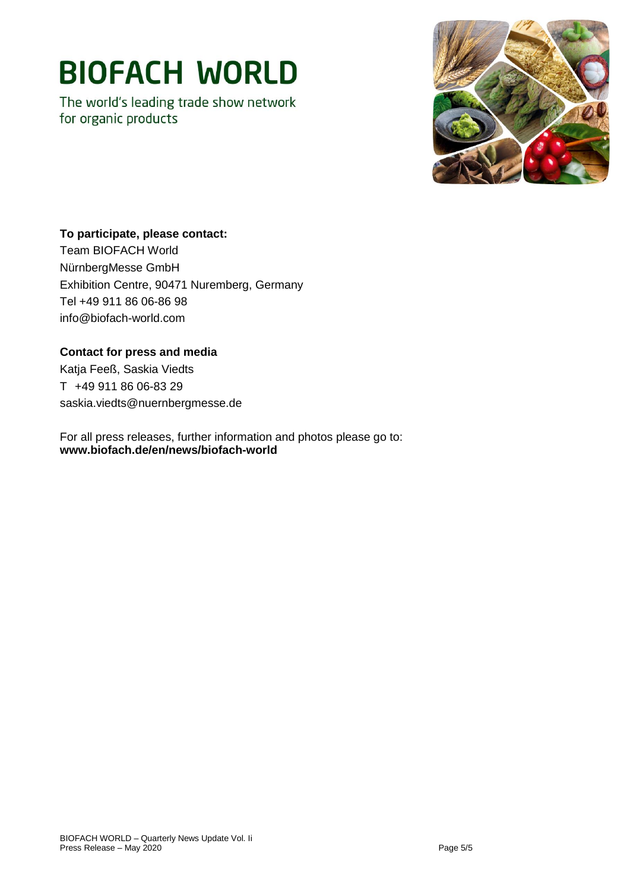# BIOFACH WORLD

The world's leading trade show network for organic products

**To participate, please contact:**
Team BIOFACH World
NürnbergMesse GmbH
Exhibition Centre, 90471 Nuremberg, Germany
Tel +49 911 86 06-86 98
info@biofach-world.com

**Contact for press and media**
Katja Feeß, Saskia Viedts
T +49 911 86 06-83 29
saskia.viedts@nuernbergmesse.de

For all press releases, further information and photos please go to:
**www.biofach.de/en/news/biofach-world**